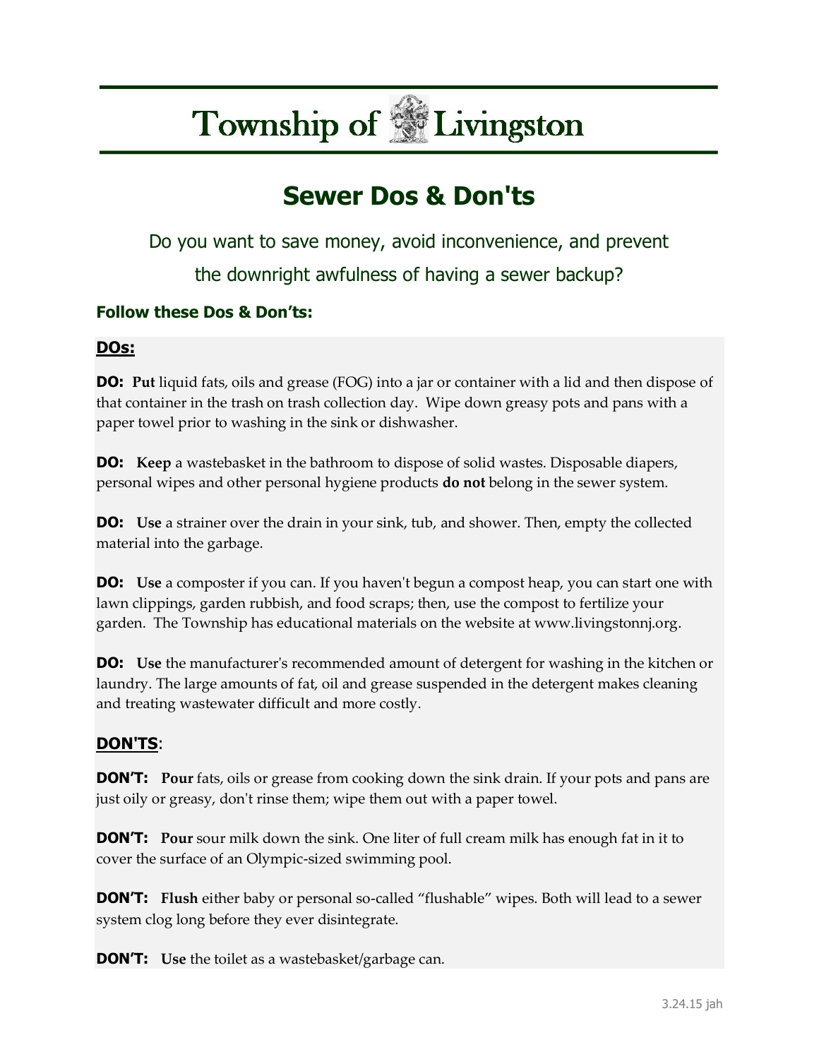# Township of Livingston

## Sewer Dos & Don'ts

Do you want to save money, avoid inconvenience, and prevent the downright awfulness of having a sewer backup?

### Follow these Dos & Don'ts:

**DOs:**

**DO: Put** liquid fats, oils and grease (FOG) into a jar or container with a lid and then dispose of that container in the trash on trash collection day. Wipe down greasy pots and pans with a paper towel prior to washing in the sink or dishwasher.

**DO: Keep** a wastebasket in the bathroom to dispose of solid wastes. Disposable diapers, personal wipes and other personal hygiene products **do not** belong in the sewer system.

**DO: Use** a strainer over the drain in your sink, tub, and shower. Then, empty the collected material into the garbage.

**DO: Use** a composter if you can. If you haven't begun a compost heap, you can start one with lawn clippings, garden rubbish, and food scraps; then, use the compost to fertilize your garden. The Township has educational materials on the website at www.livingstonnj.org.

**DO: Use** the manufacturer's recommended amount of detergent for washing in the kitchen or laundry. The large amounts of fat, oil and grease suspended in the detergent makes cleaning and treating wastewater difficult and more costly.

**DON'TS:**

**DON'T: Pour** fats, oils or grease from cooking down the sink drain. If your pots and pans are just oily or greasy, don't rinse them; wipe them out with a paper towel.

**DON'T: Pour** sour milk down the sink. One liter of full cream milk has enough fat in it to cover the surface of an Olympic-sized swimming pool.

**DON'T: Flush** either baby or personal so-called "flushable" wipes. Both will lead to a sewer system clog long before they ever disintegrate.

**DON'T: Use** the toilet as a wastebasket/garbage can.

3.24.15 jah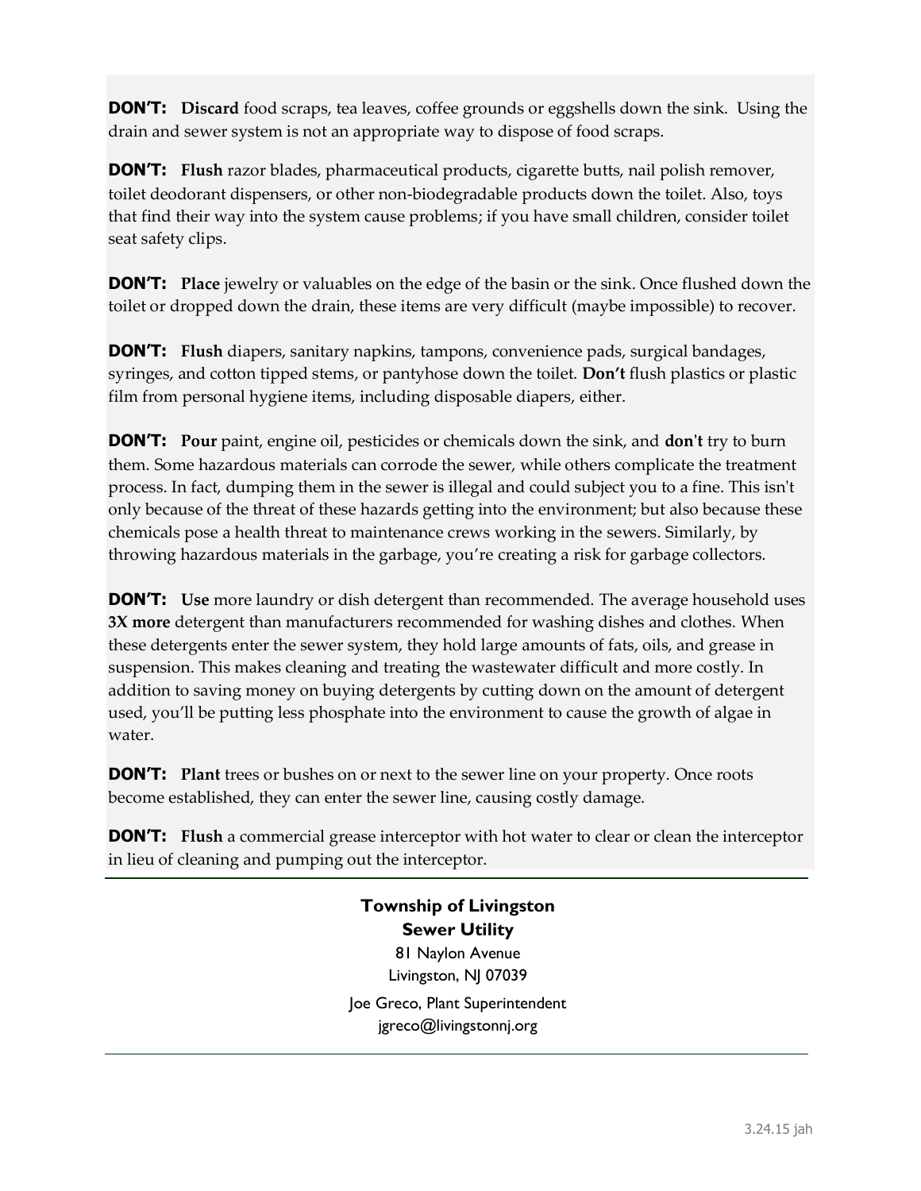**DON'T:** **Discard** food scraps, tea leaves, coffee grounds or eggshells down the sink. Using the drain and sewer system is not an appropriate way to dispose of food scraps.

**DON'T:** **Flush** razor blades, pharmaceutical products, cigarette butts, nail polish remover, toilet deodorant dispensers, or other non-biodegradable products down the toilet. Also, toys that find their way into the system cause problems; if you have small children, consider toilet seat safety clips.

**DON'T:** **Place** jewelry or valuables on the edge of the basin or the sink. Once flushed down the toilet or dropped down the drain, these items are very difficult (maybe impossible) to recover.

**DON'T:** **Flush** diapers, sanitary napkins, tampons, convenience pads, surgical bandages, syringes, and cotton tipped stems, or pantyhose down the toilet. **Don't** flush plastics or plastic film from personal hygiene items, including disposable diapers, either.

**DON'T:** **Pour** paint, engine oil, pesticides or chemicals down the sink, and **don't** try to burn them. Some hazardous materials can corrode the sewer, while others complicate the treatment process. In fact, dumping them in the sewer is illegal and could subject you to a fine. This isn't only because of the threat of these hazards getting into the environment; but also because these chemicals pose a health threat to maintenance crews working in the sewers. Similarly, by throwing hazardous materials in the garbage, you're creating a risk for garbage collectors.

**DON'T:** **Use** more laundry or dish detergent than recommended. The average household uses **3X more** detergent than manufacturers recommended for washing dishes and clothes. When these detergents enter the sewer system, they hold large amounts of fats, oils, and grease in suspension. This makes cleaning and treating the wastewater difficult and more costly. In addition to saving money on buying detergents by cutting down on the amount of detergent used, you'll be putting less phosphate into the environment to cause the growth of algae in water.

**DON'T:** **Plant** trees or bushes on or next to the sewer line on your property. Once roots become established, they can enter the sewer line, causing costly damage.

**DON'T:** **Flush** a commercial grease interceptor with hot water to clear or clean the interceptor in lieu of cleaning and pumping out the interceptor.

---

**Township of Livingston**
**Sewer Utility**
81 Naylon Avenue
Livingston, NJ 07039

Joe Greco, Plant Superintendent
jgreco@livingstonnj.org

---

3.24.15 jah